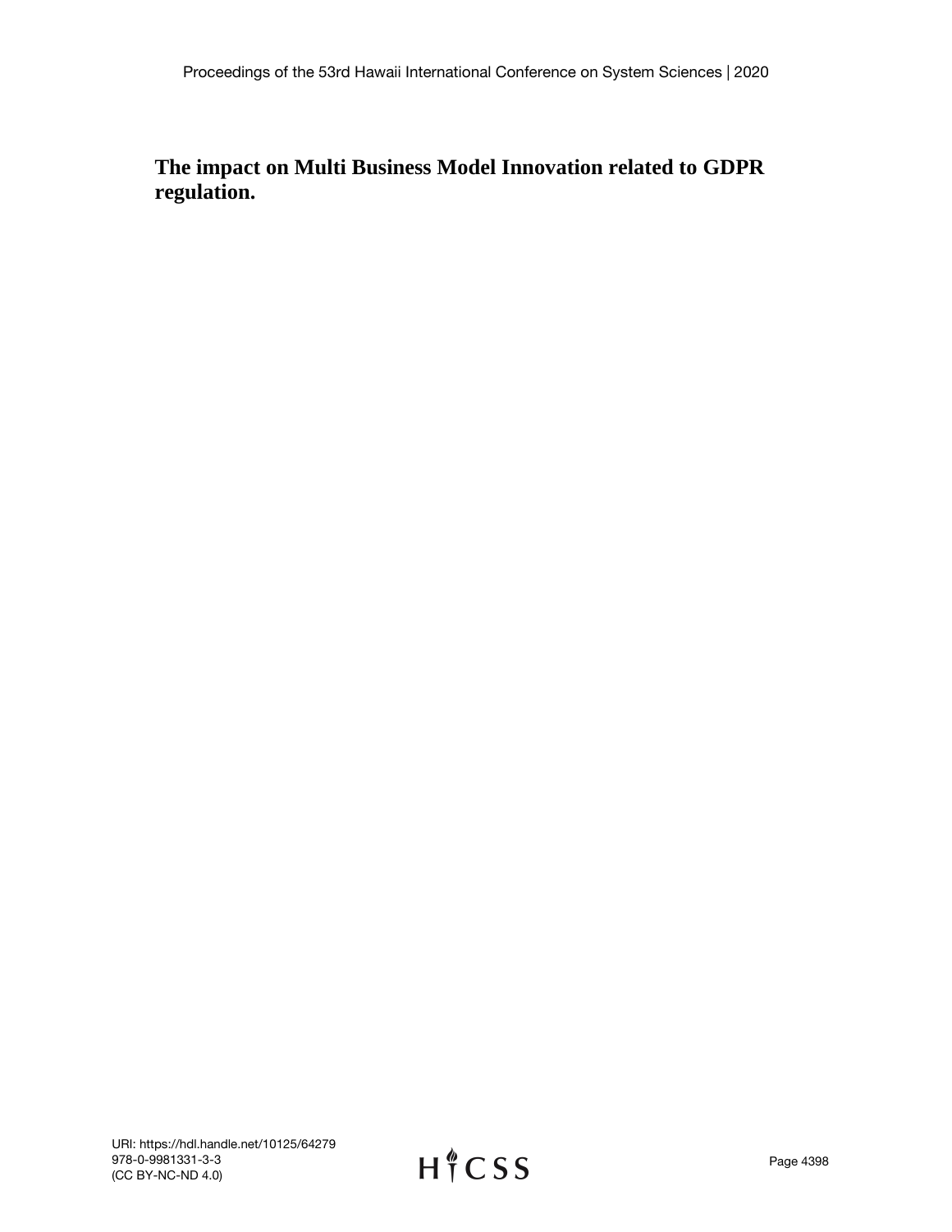# The impact on Multi Business Model Innovation related to GDPR regulation.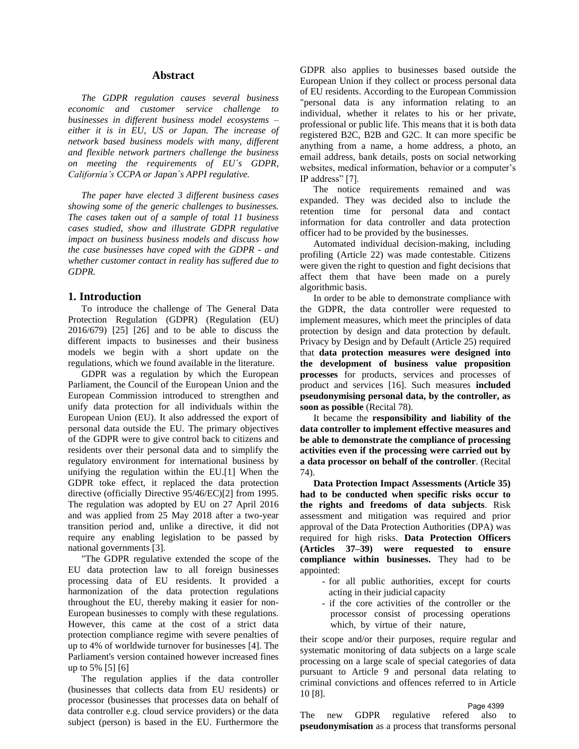## Abstract

*The GDPR regulation causes several business economic and customer service challenge to businesses in different business model ecosystems – either it is in EU, US or Japan. The increase of network based business models with many, different and flexible network partners challenge the business on meeting the requirements of EU´s GDPR, California's CCPA or Japan´s APPI regulative.*

*The paper have elected 3 different business cases showing some of the generic challenges to businesses. The cases taken out of a sample of total 11 business cases studied, show and illustrate GDPR regulative impact on business business models and discuss how the case businesses have coped with the GDPR - and whether customer contact in reality has suffered due to GDPR.*

## 1. Introduction

To introduce the challenge of The General Data Protection Regulation (GDPR) (Regulation (EU) 2016/679) [25] [26] and to be able to discuss the different impacts to businesses and their business models we begin with a short update on the regulations, which we found available in the literature.

GDPR was a regulation by which the European Parliament, the Council of the European Union and the European Commission introduced to strengthen and unify data protection for all individuals within the European Union (EU). It also addressed the export of personal data outside the EU. The primary objectives of the GDPR were to give control back to citizens and residents over their personal data and to simplify the regulatory environment for international business by unifying the regulation within the EU.[1] When the GDPR toke effect, it replaced the data protection directive (officially Directive 95/46/EC)[2] from 1995. The regulation was adopted by EU on 27 April 2016 and was applied from 25 May 2018 after a two-year transition period and, unlike a directive, it did not require any enabling legislation to be passed by national governments [3].

"The GDPR regulative extended the scope of the EU data protection law to all foreign businesses processing data of EU residents. It provided a harmonization of the data protection regulations throughout the EU, thereby making it easier for non-European businesses to comply with these regulations. However, this came at the cost of a strict data protection compliance regime with severe penalties of up to 4% of worldwide turnover for businesses [4]. The Parliament's version contained however increased fines up to 5% [5] [6]

The regulation applies if the data controller (businesses that collects data from EU residents) or processor (businesses that processes data on behalf of data controller e.g. cloud service providers) or the data subject (person) is based in the EU. Furthermore the GDPR also applies to businesses based outside the European Union if they collect or process personal data of EU residents. According to the European Commission "personal data is any information relating to an individual, whether it relates to his or her private, professional or public life. This means that it is both data registered B2C, B2B and G2C. It can more specific be anything from a name, a home address, a photo, an email address, bank details, posts on social networking websites, medical information, behavior or a computer's IP address" [7].

The notice requirements remained and was expanded. They was decided also to include the retention time for personal data and contact information for data controller and data protection officer had to be provided by the businesses.

Automated individual decision-making, including profiling (Article 22) was made contestable. Citizens were given the right to question and fight decisions that affect them that have been made on a purely algorithmic basis.

In order to be able to demonstrate compliance with the GDPR, the data controller were requested to implement measures, which meet the principles of data protection by design and data protection by default. Privacy by Design and by Default (Article 25) required that **data protection measures were designed into the development of business value proposition processes** for products, services and processes of product and services [16]. Such measures **included pseudonymising personal data, by the controller, as soon as possible** (Recital 78).

It became the **responsibility and liability of the data controller to implement effective measures and be able to demonstrate the compliance of processing activities even if the processing were carried out by a data processor on behalf of the controller**. (Recital 74).

**Data Protection Impact Assessments (Article 35) had to be conducted when specific risks occur to the rights and freedoms of data subjects**. Risk assessment and mitigation was required and prior approval of the Data Protection Authorities (DPA) was required for high risks. **Data Protection Officers (Articles 37–39) were requested to ensure compliance within businesses.** They had to be appointed:

- for all public authorities, except for courts acting in their judicial capacity
- if the core activities of the controller or the processor consist of processing operations which, by virtue of their nature,

their scope and/or their purposes, require regular and systematic monitoring of data subjects on a large scale processing on a large scale of special categories of data pursuant to Article 9 and personal data relating to criminal convictions and offences referred to in Article 10 [8].

The new GDPR regulative refered also to **pseudonymisation** as a process that transforms personal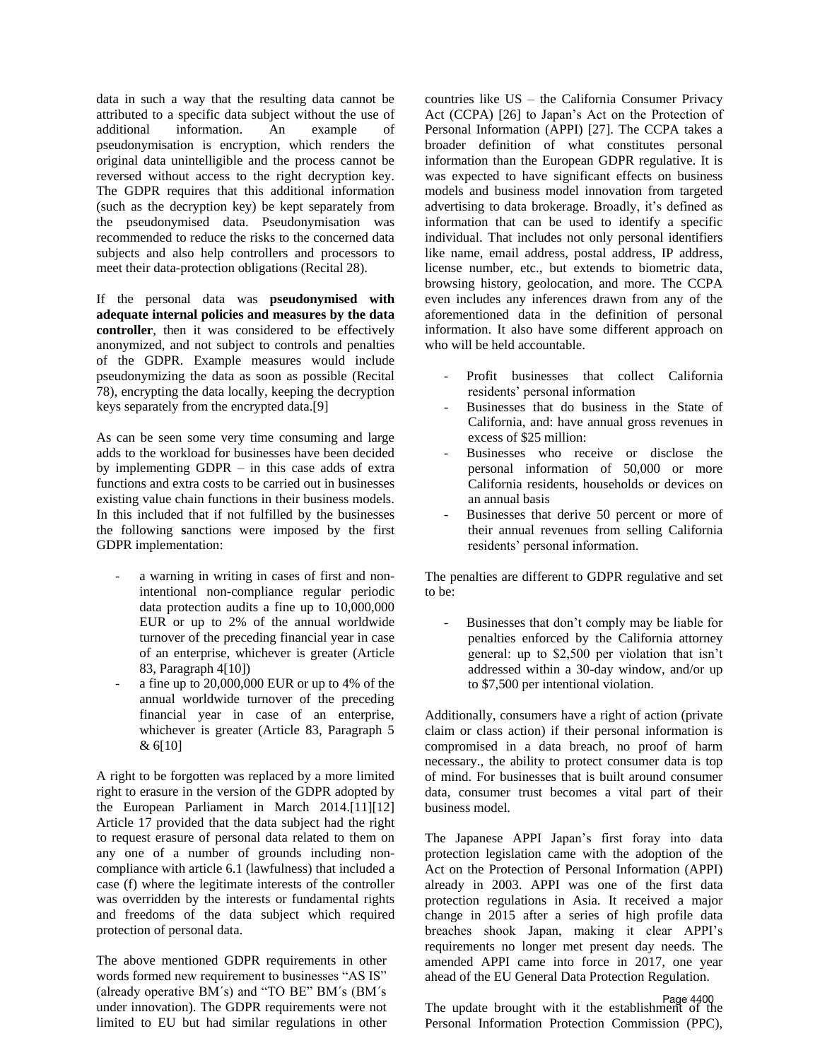data in such a way that the resulting data cannot be attributed to a specific data subject without the use of additional information. An example of pseudonymisation is encryption, which renders the original data unintelligible and the process cannot be reversed without access to the right decryption key. The GDPR requires that this additional information (such as the decryption key) be kept separately from the pseudonymised data. Pseudonymisation was recommended to reduce the risks to the concerned data subjects and also help controllers and processors to meet their data-protection obligations (Recital 28).

If the personal data was **pseudonymised with adequate internal policies and measures by the data controller**, then it was considered to be effectively anonymized, and not subject to controls and penalties of the GDPR. Example measures would include pseudonymizing the data as soon as possible (Recital 78), encrypting the data locally, keeping the decryption keys separately from the encrypted data.[9]

As can be seen some very time consuming and large adds to the workload for businesses have been decided by implementing GDPR – in this case adds of extra functions and extra costs to be carried out in businesses existing value chain functions in their business models. In this included that if not fulfilled by the businesses the following **s**anctions were imposed by the first GDPR implementation:

- a warning in writing in cases of first and non-intentional non-compliance regular periodic data protection audits a fine up to 10,000,000 EUR or up to 2% of the annual worldwide turnover of the preceding financial year in case of an enterprise, whichever is greater (Article 83, Paragraph 4[10])
- a fine up to 20,000,000 EUR or up to 4% of the annual worldwide turnover of the preceding financial year in case of an enterprise, whichever is greater (Article 83, Paragraph 5 & 6[10]

A right to be forgotten was replaced by a more limited right to erasure in the version of the GDPR adopted by the European Parliament in March 2014.[11][12] Article 17 provided that the data subject had the right to request erasure of personal data related to them on any one of a number of grounds including non-compliance with article 6.1 (lawfulness) that included a case (f) where the legitimate interests of the controller was overridden by the interests or fundamental rights and freedoms of the data subject which required protection of personal data.

The above mentioned GDPR requirements in other words formed new requirement to businesses "AS IS" (already operative BM´s) and "TO BE" BM´s (BM´s under innovation). The GDPR requirements were not limited to EU but had similar regulations in other countries like US – the California Consumer Privacy Act (CCPA) [26] to Japan's Act on the Protection of Personal Information (APPI) [27]. The CCPA takes a broader definition of what constitutes personal information than the European GDPR regulative. It is was expected to have significant effects on business models and business model innovation from targeted advertising to data brokerage. Broadly, it's defined as information that can be used to identify a specific individual. That includes not only personal identifiers like name, email address, postal address, IP address, license number, etc., but extends to biometric data, browsing history, geolocation, and more. The CCPA even includes any inferences drawn from any of the aforementioned data in the definition of personal information. It also have some different approach on who will be held accountable.

- Profit businesses that collect California residents' personal information
- Businesses that do business in the State of California, and: have annual gross revenues in excess of $25 million:
- Businesses who receive or disclose the personal information of 50,000 or more California residents, households or devices on an annual basis
- Businesses that derive 50 percent or more of their annual revenues from selling California residents' personal information.

The penalties are different to GDPR regulative and set to be:

- Businesses that don't comply may be liable for penalties enforced by the California attorney general: up to $2,500 per violation that isn't addressed within a 30-day window, and/or up to $7,500 per intentional violation.

Additionally, consumers have a right of action (private claim or class action) if their personal information is compromised in a data breach, no proof of harm necessary., the ability to protect consumer data is top of mind. For businesses that is built around consumer data, consumer trust becomes a vital part of their business model.

The Japanese APPI Japan's first foray into data protection legislation came with the adoption of the Act on the Protection of Personal Information (APPI) already in 2003. APPI was one of the first data protection regulations in Asia. It received a major change in 2015 after a series of high profile data breaches shook Japan, making it clear APPI's requirements no longer met present day needs. The amended APPI came into force in 2017, one year ahead of the EU General Data Protection Regulation.

The update brought with it the establishment of the Personal Information Protection Commission (PPC),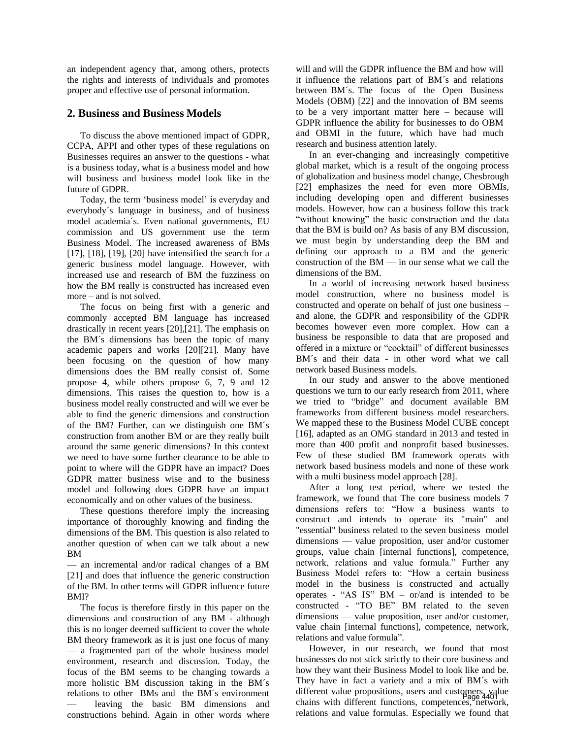an independent agency that, among others, protects the rights and interests of individuals and promotes proper and effective use of personal information.

## 2. Business and Business Models

To discuss the above mentioned impact of GDPR, CCPA, APPI and other types of these regulations on Businesses requires an answer to the questions - what is a business today, what is a business model and how will business and business model look like in the future of GDPR.

Today, the term 'business model' is everyday and everybody´s language in business, and of business model academia´s. Even national governments, EU commission and US government use the term Business Model. The increased awareness of BMs [17], [18], [19], [20] have intensified the search for a generic business model language. However, with increased use and research of BM the fuzziness on how the BM really is constructed has increased even more – and is not solved.

The focus on being first with a generic and commonly accepted BM language has increased drastically in recent years [20],[21]. The emphasis on the BM´s dimensions has been the topic of many academic papers and works [20][21]. Many have been focusing on the question of how many dimensions does the BM really consist of. Some propose 4, while others propose 6, 7, 9 and 12 dimensions. This raises the question to, how is a business model really constructed and will we ever be able to find the generic dimensions and construction of the BM? Further, can we distinguish one BM´s construction from another BM or are they really built around the same generic dimensions? In this context we need to have some further clearance to be able to point to where will the GDPR have an impact? Does GDPR matter business wise and to the business model and following does GDPR have an impact economically and on other values of the business.

These questions therefore imply the increasing importance of thoroughly knowing and finding the dimensions of the BM. This question is also related to another question of when can we talk about a new BM — an incremental and/or radical changes of a BM [21] and does that influence the generic construction of the BM. In other terms will GDPR influence future BMI?

The focus is therefore firstly in this paper on the dimensions and construction of any BM - although this is no longer deemed sufficient to cover the whole BM theory framework as it is just one focus of many — a fragmented part of the whole business model environment, research and discussion. Today, the focus of the BM seems to be changing towards a more holistic BM discussion taking in the BM´s relations to other BMs and the BM´s environment — leaving the basic BM dimensions and constructions behind. Again in other words where will and will the GDPR influence the BM and how will it influence the relations part of BM´s and relations between BM´s. The focus of the Open Business Models (OBM) [22] and the innovation of BM seems to be a very important matter here – because will GDPR influence the ability for businesses to do OBM and OBMI in the future, which have had much research and business attention lately.

In an ever-changing and increasingly competitive global market, which is a result of the ongoing process of globalization and business model change, Chesbrough [22] emphasizes the need for even more OBMIs, including developing open and different businesses models. However, how can a business follow this track "without knowing" the basic construction and the data that the BM is build on? As basis of any BM discussion, we must begin by understanding deep the BM and defining our approach to a BM and the generic construction of the BM — in our sense what we call the dimensions of the BM.

In a world of increasing network based business model construction, where no business model is constructed and operate on behalf of just one business – and alone, the GDPR and responsibility of the GDPR becomes however even more complex. How can a business be responsible to data that are proposed and offered in a mixture or "cocktail" of different businesses BM´s and their data - in other word what we call network based Business models.

In our study and answer to the above mentioned questions we turn to our early research from 2011, where we tried to "bridge" and document available BM frameworks from different business model researchers. We mapped these to the Business Model CUBE concept [16], adapted as an OMG standard in 2013 and tested in more than 400 profit and nonprofit based businesses. Few of these studied BM framework operats with network based business models and none of these work with a multi business model approach [28].

After a long test period, where we tested the framework, we found that The core business models 7 dimensions refers to: "How a business wants to construct and intends to operate its "main" and "essential" business related to the seven business model dimensions — value proposition, user and/or customer groups, value chain [internal functions], competence, network, relations and value formula." Further any Business Model refers to: "How a certain business model in the business is constructed and actually operates - "AS IS" BM – or/and is intended to be constructed - "TO BE" BM related to the seven dimensions — value proposition, user and/or customer, value chain [internal functions], competence, network, relations and value formula".

However, in our research, we found that most businesses do not stick strictly to their core business and how they want their Business Model to look like and be. They have in fact a variety and a mix of BM´s with different value propositions, users and customers, value chains with different functions, competences, network, relations and value formulas. Especially we found that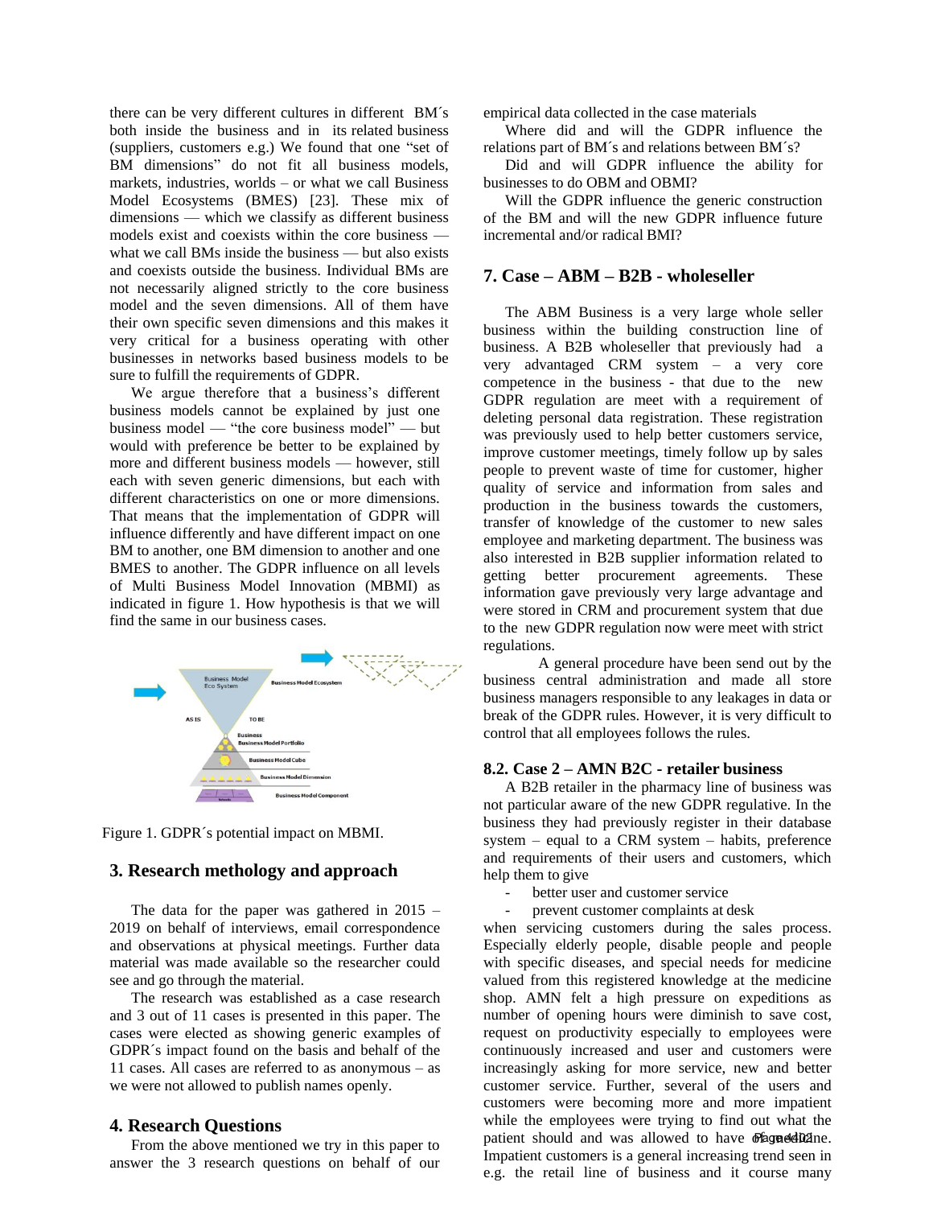there can be very different cultures in different BM´s both inside the business and in its related business (suppliers, customers e.g.) We found that one "set of BM dimensions" do not fit all business models, markets, industries, worlds – or what we call Business Model Ecosystems (BMES) [23]. These mix of dimensions — which we classify as different business models exist and coexists within the core business — what we call BMs inside the business — but also exists and coexists outside the business. Individual BMs are not necessarily aligned strictly to the core business model and the seven dimensions. All of them have their own specific seven dimensions and this makes it very critical for a business operating with other businesses in networks based business models to be sure to fulfill the requirements of GDPR.

We argue therefore that a business's different business models cannot be explained by just one business model — "the core business model" — but would with preference be better to be explained by more and different business models — however, still each with seven generic dimensions, but each with different characteristics on one or more dimensions. That means that the implementation of GDPR will influence differently and have different impact on one BM to another, one BM dimension to another and one BMES to another. The GDPR influence on all levels of Multi Business Model Innovation (MBMI) as indicated in figure 1. How hypothesis is that we will find the same in our business cases.

Figure 1. GDPR´s potential impact on MBMI.

## 3. Research methology and approach

The data for the paper was gathered in 2015 – 2019 on behalf of interviews, email correspondence and observations at physical meetings. Further data material was made available so the researcher could see and go through the material.

The research was established as a case research and 3 out of 11 cases is presented in this paper. The cases were elected as showing generic examples of GDPR´s impact found on the basis and behalf of the 11 cases. All cases are referred to as anonymous – as we were not allowed to publish names openly.

## 4. Research Questions

From the above mentioned we try in this paper to answer the 3 research questions on behalf of our empirical data collected in the case materials

Where did and will the GDPR influence the relations part of BM´s and relations between BM´s?

Did and will GDPR influence the ability for businesses to do OBM and OBMI?

Will the GDPR influence the generic construction of the BM and will the new GDPR influence future incremental and/or radical BMI?

## 7. Case – ABM – B2B - wholeseller

The ABM Business is a very large whole seller business within the building construction line of business. A B2B wholeseller that previously had a very advantaged CRM system – a very core competence in the business - that due to the new GDPR regulation are meet with a requirement of deleting personal data registration. These registration was previously used to help better customers service, improve customer meetings, timely follow up by sales people to prevent waste of time for customer, higher quality of service and information from sales and production in the business towards the customers, transfer of knowledge of the customer to new sales employee and marketing department. The business was also interested in B2B supplier information related to getting better procurement agreements. These information gave previously very large advantage and were stored in CRM and procurement system that due to the new GDPR regulation now were meet with strict regulations.

A general procedure have been send out by the business central administration and made all store business managers responsible to any leakages in data or break of the GDPR rules. However, it is very difficult to control that all employees follows the rules.

### 8.2. Case 2 – AMN B2C - retailer business

A B2B retailer in the pharmacy line of business was not particular aware of the new GDPR regulative. In the business they had previously register in their database system – equal to a CRM system – habits, preference and requirements of their users and customers, which help them to give

- better user and customer service
- prevent customer complaints at desk

when servicing customers during the sales process. Especially elderly people, disable people and people with specific diseases, and special needs for medicine valued from this registered knowledge at the medicine shop. AMN felt a high pressure on expeditions as number of opening hours were diminish to save cost, request on productivity especially to employees were continuously increased and user and customers were increasingly asking for more service, new and better customer service. Further, several of the users and customers were becoming more and more impatient while the employees were trying to find out what the patient should and was allowed to have of medicine. Impatient customers is a general increasing trend seen in e.g. the retail line of business and it course many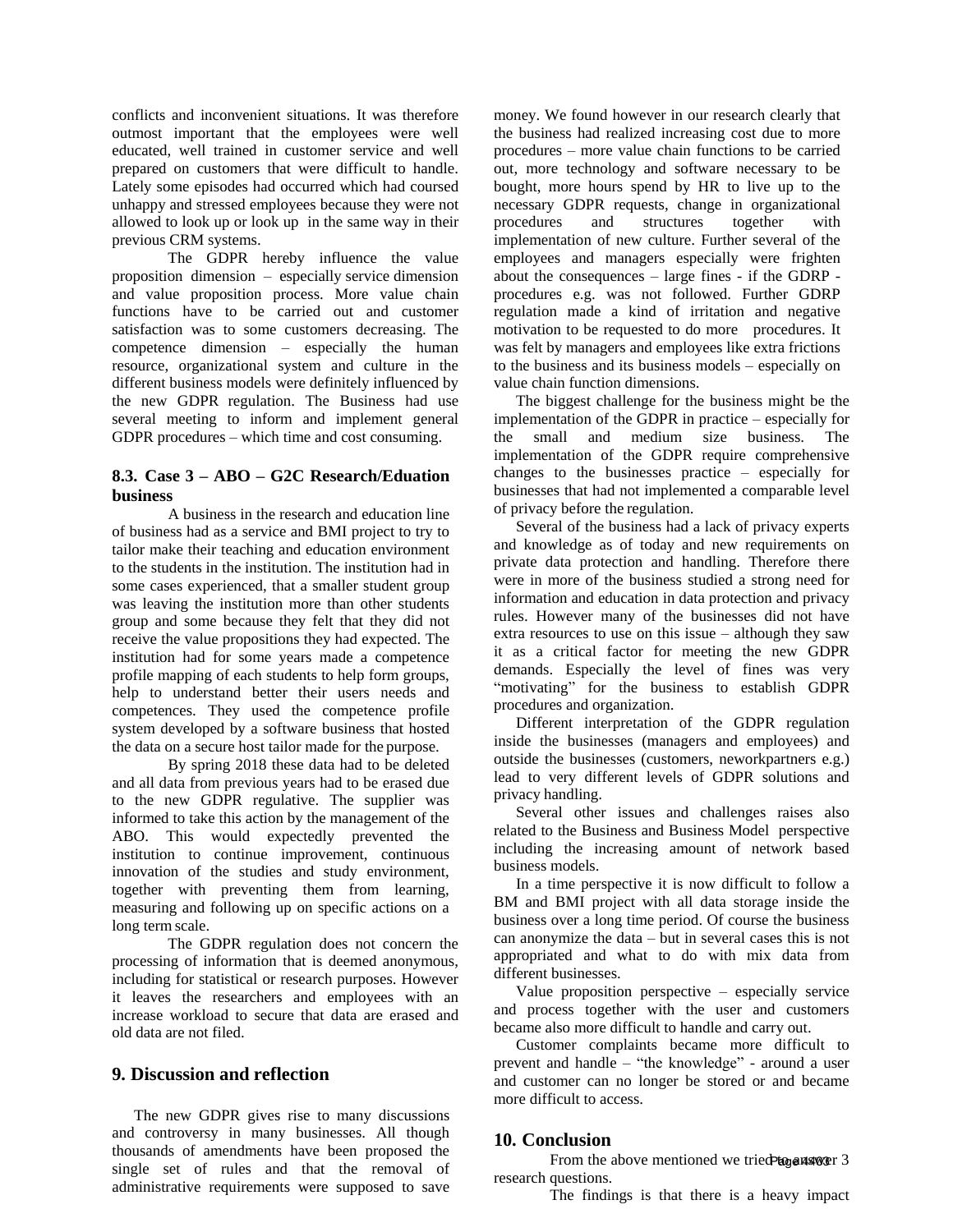conflicts and inconvenient situations. It was therefore outmost important that the employees were well educated, well trained in customer service and well prepared on customers that were difficult to handle. Lately some episodes had occurred which had coursed unhappy and stressed employees because they were not allowed to look up or look up in the same way in their previous CRM systems.

The GDPR hereby influence the value proposition dimension – especially service dimension and value proposition process. More value chain functions have to be carried out and customer satisfaction was to some customers decreasing. The competence dimension – especially the human resource, organizational system and culture in the different business models were definitely influenced by the new GDPR regulation. The Business had use several meeting to inform and implement general GDPR procedures – which time and cost consuming.

### 8.3. Case 3 – ABO – G2C Research/Eduation business

A business in the research and education line of business had as a service and BMI project to try to tailor make their teaching and education environment to the students in the institution. The institution had in some cases experienced, that a smaller student group was leaving the institution more than other students group and some because they felt that they did not receive the value propositions they had expected. The institution had for some years made a competence profile mapping of each students to help form groups, help to understand better their users needs and competences. They used the competence profile system developed by a software business that hosted the data on a secure host tailor made for the purpose.

By spring 2018 these data had to be deleted and all data from previous years had to be erased due to the new GDPR regulative. The supplier was informed to take this action by the management of the ABO. This would expectedly prevented the institution to continue improvement, continuous innovation of the studies and study environment, together with preventing them from learning, measuring and following up on specific actions on a long term scale.

The GDPR regulation does not concern the processing of information that is deemed anonymous, including for statistical or research purposes. However it leaves the researchers and employees with an increase workload to secure that data are erased and old data are not filed.

## 9. Discussion and reflection

The new GDPR gives rise to many discussions and controversy in many businesses. All though thousands of amendments have been proposed the single set of rules and that the removal of administrative requirements were supposed to save money. We found however in our research clearly that the business had realized increasing cost due to more procedures – more value chain functions to be carried out, more technology and software necessary to be bought, more hours spend by HR to live up to the necessary GDPR requests, change in organizational procedures and structures together with implementation of new culture. Further several of the employees and managers especially were frighten about the consequences – large fines - if the GDRP - procedures e.g. was not followed. Further GDRP regulation made a kind of irritation and negative motivation to be requested to do more procedures. It was felt by managers and employees like extra frictions to the business and its business models – especially on value chain function dimensions.

The biggest challenge for the business might be the implementation of the GDPR in practice – especially for the small and medium size business. The implementation of the GDPR require comprehensive changes to the businesses practice – especially for businesses that had not implemented a comparable level of privacy before the regulation.

Several of the business had a lack of privacy experts and knowledge as of today and new requirements on private data protection and handling. Therefore there were in more of the business studied a strong need for information and education in data protection and privacy rules. However many of the businesses did not have extra resources to use on this issue – although they saw it as a critical factor for meeting the new GDPR demands. Especially the level of fines was very "motivating" for the business to establish GDPR procedures and organization.

Different interpretation of the GDPR regulation inside the businesses (managers and employees) and outside the businesses (customers, neworkpartners e.g.) lead to very different levels of GDPR solutions and privacy handling.

Several other issues and challenges raises also related to the Business and Business Model perspective including the increasing amount of network based business models.

In a time perspective it is now difficult to follow a BM and BMI project with all data storage inside the business over a long time period. Of course the business can anonymize the data – but in several cases this is not appropriated and what to do with mix data from different businesses.

Value proposition perspective – especially service and process together with the user and customers became also more difficult to handle and carry out.

Customer complaints became more difficult to prevent and handle – "the knowledge" - around a user and customer can no longer be stored or and became more difficult to access.

## 10. Conclusion

From the above mentioned we tried to answer 3 research questions.

The findings is that there is a heavy impact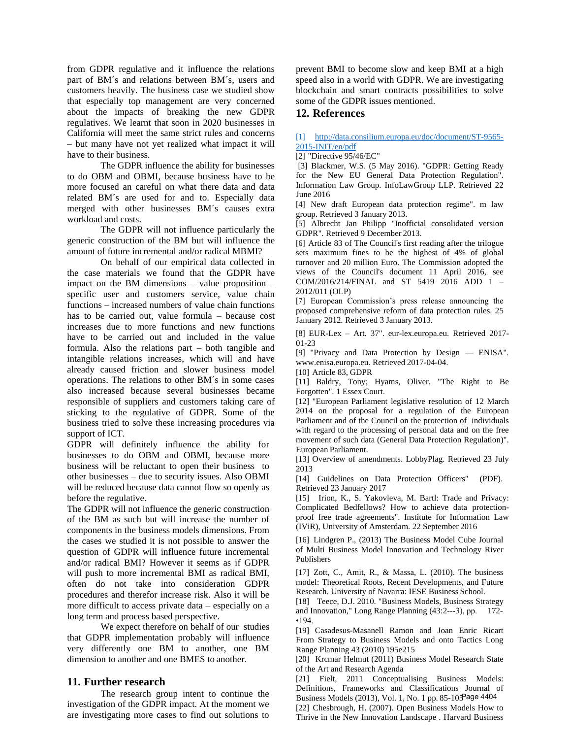from GDPR regulative and it influence the relations part of BM´s and relations between BM´s, users and customers heavily. The business case we studied show that especially top management are very concerned about the impacts of breaking the new GDPR regulatives. We learnt that soon in 2020 businesses in California will meet the same strict rules and concerns – but many have not yet realized what impact it will have to their business.

The GDPR influence the ability for businesses to do OBM and OBMI, because business have to be more focused an careful on what there data and data related BM´s are used for and to. Especially data merged with other businesses BM´s causes extra workload and costs.

The GDPR will not influence particularly the generic construction of the BM but will influence the amount of future incremental and/or radical MBMI?

On behalf of our empirical data collected in the case materials we found that the GDPR have impact on the BM dimensions – value proposition – specific user and customers service, value chain functions – increased numbers of value chain functions has to be carried out, value formula – because cost increases due to more functions and new functions have to be carried out and included in the value formula. Also the relations part – both tangible and intangible relations increases, which will and have already caused friction and slower business model operations. The relations to other BM´s in some cases also increased because several businesses became responsible of suppliers and customers taking care of sticking to the regulative of GDPR. Some of the business tried to solve these increasing procedures via support of ICT.

GDPR will definitely influence the ability for businesses to do OBM and OBMI, because more business will be reluctant to open their business to other businesses – due to security issues. Also OBMI will be reduced because data cannot flow so openly as before the regulative.

The GDPR will not influence the generic construction of the BM as such but will increase the number of components in the business models dimensions. From the cases we studied it is not possible to answer the question of GDPR will influence future incremental and/or radical BMI? However it seems as if GDPR will push to more incremental BMI as radical BMI, often do not take into consideration GDPR procedures and therefor increase risk. Also it will be more difficult to access private data – especially on a long term and process based perspective.

We expect therefore on behalf of our studies that GDPR implementation probably will influence very differently one BM to another, one BM dimension to another and one BMES to another.

## 11. Further research

The research group intent to continue the investigation of the GDPR impact. At the moment we are investigating more cases to find out solutions to prevent BMI to become slow and keep BMI at a high speed also in a world with GDPR. We are investigating blockchain and smart contracts possibilities to solve some of the GDPR issues mentioned.

## 12. References

[1] http://data.consilium.europa.eu/doc/document/ST-9565-2015-INIT/en/pdf

[2] "Directive 95/46/EC"

[3] Blackmer, W.S. (5 May 2016). "GDPR: Getting Ready for the New EU General Data Protection Regulation". Information Law Group. InfoLawGroup LLP. Retrieved 22 June 2016

[4] New draft European data protection regime". m law group. Retrieved 3 January 2013.

[5] Albrecht Jan Philipp "Inofficial consolidated version GDPR". Retrieved 9 December 2013.

[6] Article 83 of The Council's first reading after the trilogue sets maximum fines to be the highest of 4% of global turnover and 20 million Euro. The Commission adopted the views of the Council's document 11 April 2016, see COM/2016/214/FINAL and ST 5419 2016 ADD 1 – 2012/011 (OLP)

[7] European Commission’s press release announcing the proposed comprehensive reform of data protection rules. 25 January 2012. Retrieved 3 January 2013.

[8] EUR-Lex – Art. 37". eur-lex.europa.eu. Retrieved 2017-01-23

[9] "Privacy and Data Protection by Design — ENISA". www.enisa.europa.eu. Retrieved 2017-04-04.

[10] Article 83, GDPR

[11] Baldry, Tony; Hyams, Oliver. "The Right to Be Forgotten". 1 Essex Court.

[12] "European Parliament legislative resolution of 12 March 2014 on the proposal for a regulation of the European Parliament and of the Council on the protection of individuals with regard to the processing of personal data and on the free movement of such data (General Data Protection Regulation)". European Parliament.

[13] Overview of amendments. LobbyPlag. Retrieved 23 July 2013

[14] Guidelines on Data Protection Officers" (PDF). Retrieved 23 January 2017

[15] Irion, K., S. Yakovleva, M. Bartl: Trade and Privacy: Complicated Bedfellows? How to achieve data protection-proof free trade agreements". Institute for Information Law (IViR), University of Amsterdam. 22 September 2016

[16] Lindgren P., (2013) The Business Model Cube Journal of Multi Business Model Innovation and Technology River Publishers

[17] Zott, C., Amit, R., & Massa, L. (2010). The business model: Theoretical Roots, Recent Developments, and Future Research. University of Navarra: IESE Business School.

[18] Teece, D.J. 2010. "Business Models, Business Strategy and Innovation," Long Range Planning (43:2---3), pp. 172-•194.

[19] Casadesus-Masanell Ramon and Joan Enric Ricart From Strategy to Business Models and onto Tactics Long Range Planning 43 (2010) 195e215

[20] Krcmar Helmut (2011) Business Model Research State of the Art and Research Agenda

[21] Fielt, 2011 Conceptualising Business Models: Definitions, Frameworks and Classifications Journal of Business Models (2013), Vol. 1, No. 1 pp. 85-105

[22] Chesbrough, H. (2007). Open Business Models How to Thrive in the New Innovation Landscape . Harvard Business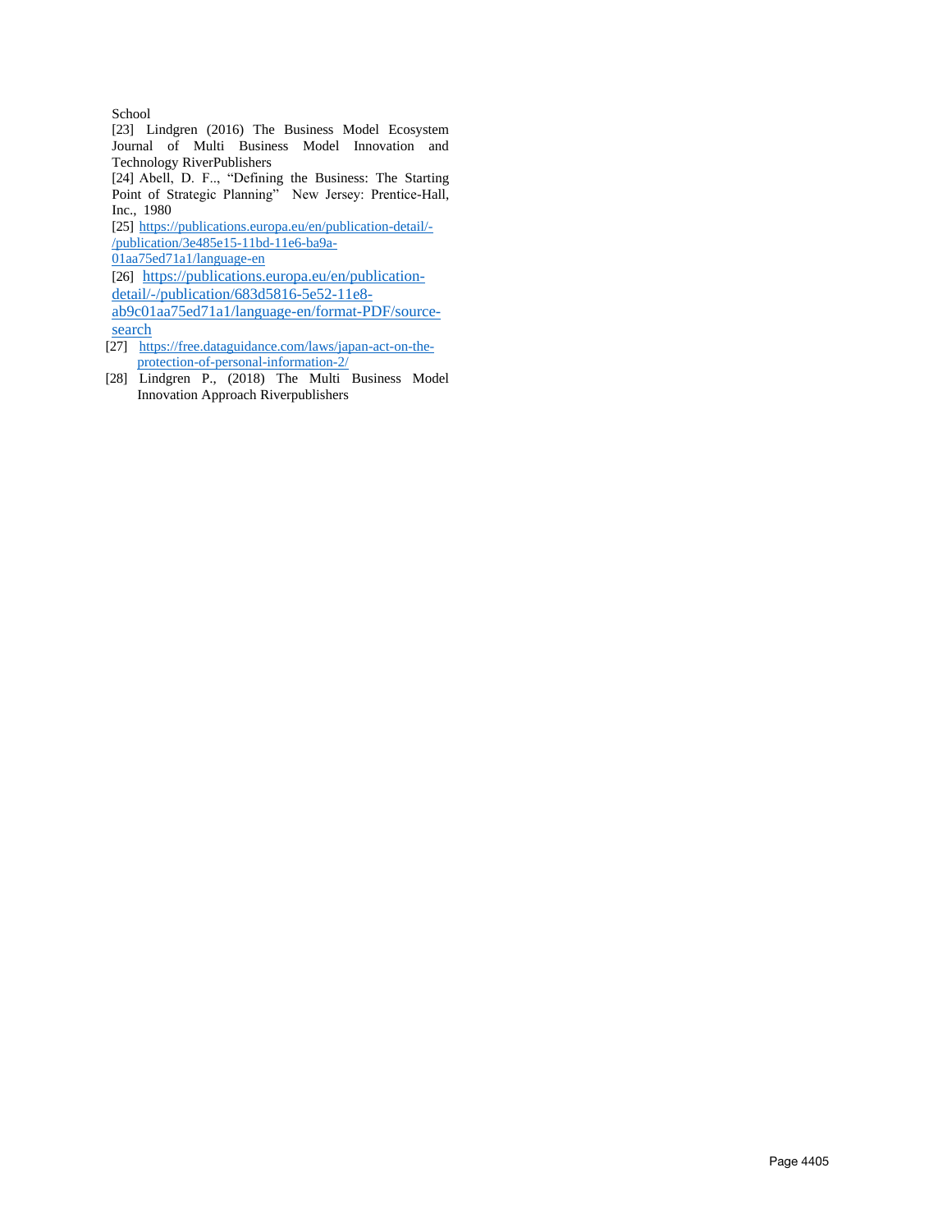School

[23] Lindgren (2016) The Business Model Ecosystem Journal of Multi Business Model Innovation and Technology RiverPublishers

[24] Abell, D. F.., "Defining the Business: The Starting Point of Strategic Planning" New Jersey: Prentice-Hall, Inc., 1980

[25] https://publications.europa.eu/en/publication-detail/-/publication/3e485e15-11bd-11e6-ba9a-01aa75ed71a1/language-en

[26] https://publications.europa.eu/en/publication-detail/-/publication/683d5816-5e52-11e8-ab9c01aa75ed71a1/language-en/format-PDF/source-search

[27] https://free.dataguidance.com/laws/japan-act-on-the-protection-of-personal-information-2/

[28] Lindgren P., (2018) The Multi Business Model Innovation Approach Riverpublishers